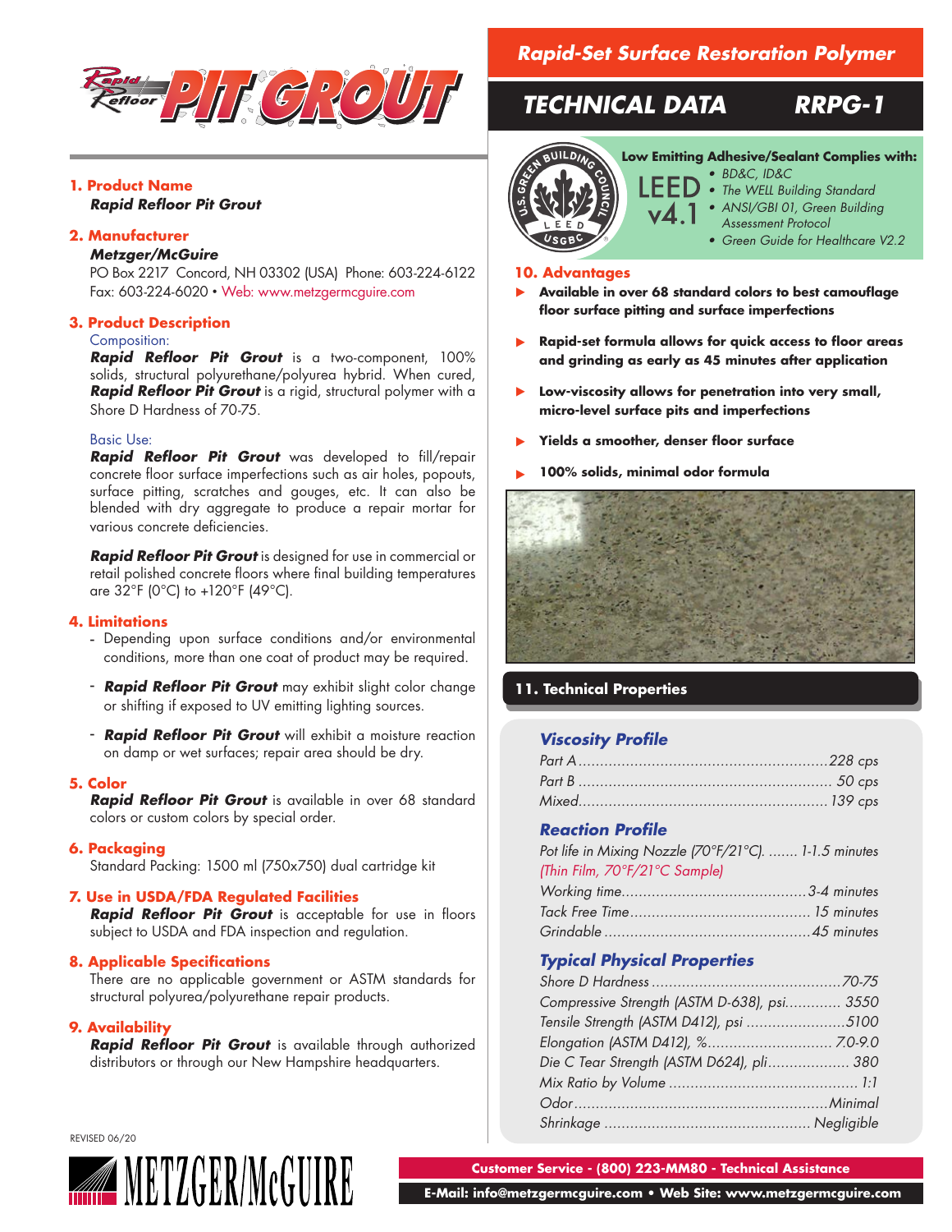# Rapid Refloor PIT GROUT

## Rapid-Set Surface Restoration Polymer

## TECHNICAL DATA RRPG-1

### 1. Product Name

***Rapid Refloor Pit Grout***

### 2. Manufacturer

***Metzger/McGuire***
PO Box 2217 Concord, NH 03302 (USA) Phone: 603-224-6122
Fax: 603-224-6020 • Web: www.metzgermcguire.com

### 3. Product Description

Composition:

***Rapid Refloor Pit Grout*** is a two-component, 100% solids, structural polyurethane/polyurea hybrid. When cured, ***Rapid Refloor Pit Grout*** is a rigid, structural polymer with a Shore D Hardness of 70-75.

Basic Use:

***Rapid Refloor Pit Grout*** was developed to fill/repair concrete floor surface imperfections such as air holes, popouts, surface pitting, scratches and gouges, etc. It can also be blended with dry aggregate to produce a repair mortar for various concrete deficiencies.

***Rapid Refloor Pit Grout*** is designed for use in commercial or retail polished concrete floors where final building temperatures are 32°F (0°C) to +120°F (49°C).

### 4. Limitations

- Depending upon surface conditions and/or environmental conditions, more than one coat of product may be required.
- ***Rapid Refloor Pit Grout*** may exhibit slight color change or shifting if exposed to UV emitting lighting sources.
- ***Rapid Refloor Pit Grout*** will exhibit a moisture reaction on damp or wet surfaces; repair area should be dry.

### 5. Color

***Rapid Refloor Pit Grout*** is available in over 68 standard colors or custom colors by special order.

### 6. Packaging

Standard Packing: 1500 ml (750x750) dual cartridge kit

### 7. Use in USDA/FDA Regulated Facilities

***Rapid Refloor Pit Grout*** is acceptable for use in floors subject to USDA and FDA inspection and regulation.

### 8. Applicable Specifications

There are no applicable government or ASTM standards for structural polyurea/polyurethane repair products.

### 9. Availability

***Rapid Refloor Pit Grout*** is available through authorized distributors or through our New Hampshire headquarters.

REVISED 06/20

**Low Emitting Adhesive/Sealant Complies with:**

LEED v4.1

- *BD&C, ID&C*
- *The WELL Building Standard*
- *ANSI/GBI 01, Green Building Assessment Protocol*
- *Green Guide for Healthcare V2.2*

### 10. Advantages

- **Available in over 68 standard colors to best camouflage floor surface pitting and surface imperfections**
- **Rapid-set formula allows for quick access to floor areas and grinding as early as 45 minutes after application**
- **Low-viscosity allows for penetration into very small, micro-level surface pits and imperfections**
- **Yields a smoother, denser floor surface**
- **100% solids, minimal odor formula**

### 11. Technical Properties

#### Viscosity Profile

| | |
|---|---|
| Part A | 228 cps |
| Part B | 50 cps |
| Mixed | 139 cps |

#### Reaction Profile

| | |
|---|---|
| Pot life in Mixing Nozzle (70°F/21°C) | 1-1.5 minutes |
| *(Thin Film, 70°F/21°C Sample)* | |
| Working time | 3-4 minutes |
| Tack Free Time | 15 minutes |
| Grindable | 45 minutes |

#### Typical Physical Properties

| | |
|---|---|
| Shore D Hardness | 70-75 |
| Compressive Strength (ASTM D-638), psi | 3550 |
| Tensile Strength (ASTM D412), psi | 5100 |
| Elongation (ASTM D412), % | 7.0-9.0 |
| Die C Tear Strength (ASTM D624), pli | 380 |
| Mix Ratio by Volume | 1:1 |
| Odor | Minimal |
| Shrinkage | Negligible |

METZGER/McGUIRE

Customer Service - (800) 223-MM80 - Technical Assistance

E-Mail: info@metzgermcguire.com • Web Site: www.metzgermcguire.com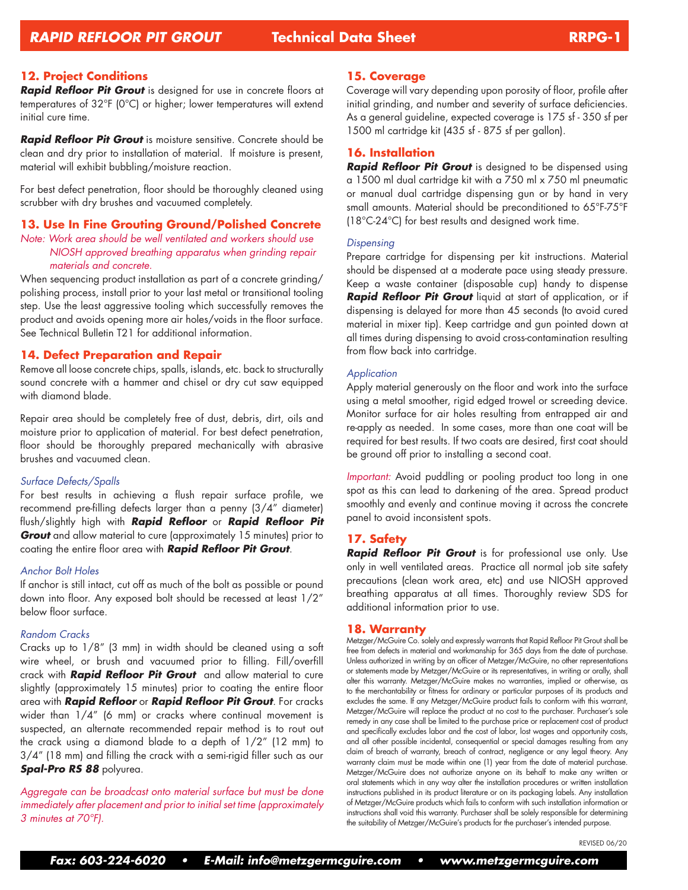## 12. Project Conditions

***Rapid Refloor Pit Grout*** is designed for use in concrete floors at temperatures of 32°F (0°C) or higher; lower temperatures will extend initial cure time.

***Rapid Refloor Pit Grout*** is moisture sensitive. Concrete should be clean and dry prior to installation of material. If moisture is present, material will exhibit bubbling/moisture reaction.

For best defect penetration, floor should be thoroughly cleaned using scrubber with dry brushes and vacuumed completely.

## 13. Use In Fine Grouting Ground/Polished Concrete

*Note: Work area should be well ventilated and workers should use NIOSH approved breathing apparatus when grinding repair materials and concrete.*

When sequencing product installation as part of a concrete grinding/polishing process, install prior to your last metal or transitional tooling step. Use the least aggressive tooling which successfully removes the product and avoids opening more air holes/voids in the floor surface. See Technical Bulletin T21 for additional information.

## 14. Defect Preparation and Repair

Remove all loose concrete chips, spalls, islands, etc. back to structurally sound concrete with a hammer and chisel or dry cut saw equipped with diamond blade.

Repair area should be completely free of dust, debris, dirt, oils and moisture prior to application of material. For best defect penetration, floor should be thoroughly prepared mechanically with abrasive brushes and vacuumed clean.

*Surface Defects/Spalls*

For best results in achieving a flush repair surface profile, we recommend pre-filling defects larger than a penny (3/4" diameter) flush/slightly high with ***Rapid Refloor*** or ***Rapid Refloor Pit Grout*** and allow material to cure (approximately 15 minutes) prior to coating the entire floor area with ***Rapid Refloor Pit Grout***.

*Anchor Bolt Holes*

If anchor is still intact, cut off as much of the bolt as possible or pound down into floor. Any exposed bolt should be recessed at least 1/2" below floor surface.

*Random Cracks*

Cracks up to 1/8" (3 mm) in width should be cleaned using a soft wire wheel, or brush and vacuumed prior to filling. Fill/overfill crack with ***Rapid Refloor Pit Grout*** and allow material to cure slightly (approximately 15 minutes) prior to coating the entire floor area with ***Rapid Refloor*** or ***Rapid Refloor Pit Grout***. For cracks wider than 1/4" (6 mm) or cracks where continual movement is suspected, an alternate recommended repair method is to rout out the crack using a diamond blade to a depth of 1/2" (12 mm) to 3/4" (18 mm) and filling the crack with a semi-rigid filler such as our ***Spal-Pro RS 88*** polyurea.

*Aggregate can be broadcast onto material surface but must be done immediately after placement and prior to initial set time (approximately 3 minutes at 70°F).*

## 15. Coverage

Coverage will vary depending upon porosity of floor, profile after initial grinding, and number and severity of surface deficiencies. As a general guideline, expected coverage is 175 sf - 350 sf per 1500 ml cartridge kit (435 sf - 875 sf per gallon).

## 16. Installation

***Rapid Refloor Pit Grout*** is designed to be dispensed using a 1500 ml dual cartridge kit with a 750 ml x 750 ml pneumatic or manual dual cartridge dispensing gun or by hand in very small amounts. Material should be preconditioned to 65°F-75°F (18°C-24°C) for best results and designed work time.

*Dispensing*

Prepare cartridge for dispensing per kit instructions. Material should be dispensed at a moderate pace using steady pressure. Keep a waste container (disposable cup) handy to dispense ***Rapid Refloor Pit Grout*** liquid at start of application, or if dispensing is delayed for more than 45 seconds (to avoid cured material in mixer tip). Keep cartridge and gun pointed down at all times during dispensing to avoid cross-contamination resulting from flow back into cartridge.

*Application*

Apply material generously on the floor and work into the surface using a metal smoother, rigid edged trowel or screeding device. Monitor surface for air holes resulting from entrapped air and re-apply as needed. In some cases, more than one coat will be required for best results. If two coats are desired, first coat should be ground off prior to installing a second coat.

*Important:* Avoid puddling or pooling product too long in one spot as this can lead to darkening of the area. Spread product smoothly and evenly and continue moving it across the concrete panel to avoid inconsistent spots.

## 17. Safety

***Rapid Refloor Pit Grout*** is for professional use only. Use only in well ventilated areas. Practice all normal job site safety precautions (clean work area, etc) and use NIOSH approved breathing apparatus at all times. Thoroughly review SDS for additional information prior to use.

## 18. Warranty

Metzger/McGuire Co. solely and expressly warrants that Rapid Refloor Pit Grout shall be free from defects in material and workmanship for 365 days from the date of purchase. Unless authorized in writing by an officer of Metzger/McGuire, no other representations or statements made by Metzger/McGuire or its representatives, in writing or orally, shall alter this warranty. Metzger/McGuire makes no warranties, implied or otherwise, as to the merchantability or fitness for ordinary or particular purposes of its products and excludes the same. If any Metzger/McGuire product fails to conform with this warrant, Metzger/McGuire will replace the product at no cost to the purchaser. Purchaser's sole remedy in any case shall be limited to the purchase price or replacement cost of product and specifically excludes labor and the cost of labor, lost wages and opportunity costs, and all other possible incidental, consequential or special damages resulting from any claim of breach of warranty, breach of contract, negligence or any legal theory. Any warranty claim must be made within one (1) year from the date of material purchase. Metzger/McGuire does not authorize anyone on its behalf to make any written or oral statements which in any way alter the installation procedures or written installation instructions published in its product literature or on its packaging labels. Any installation of Metzger/McGuire products which fails to conform with such installation information or instructions shall void this warranty. Purchaser shall be solely responsible for determining the suitability of Metzger/McGuire's products for the purchaser's intended purpose.

REVISED 06/20